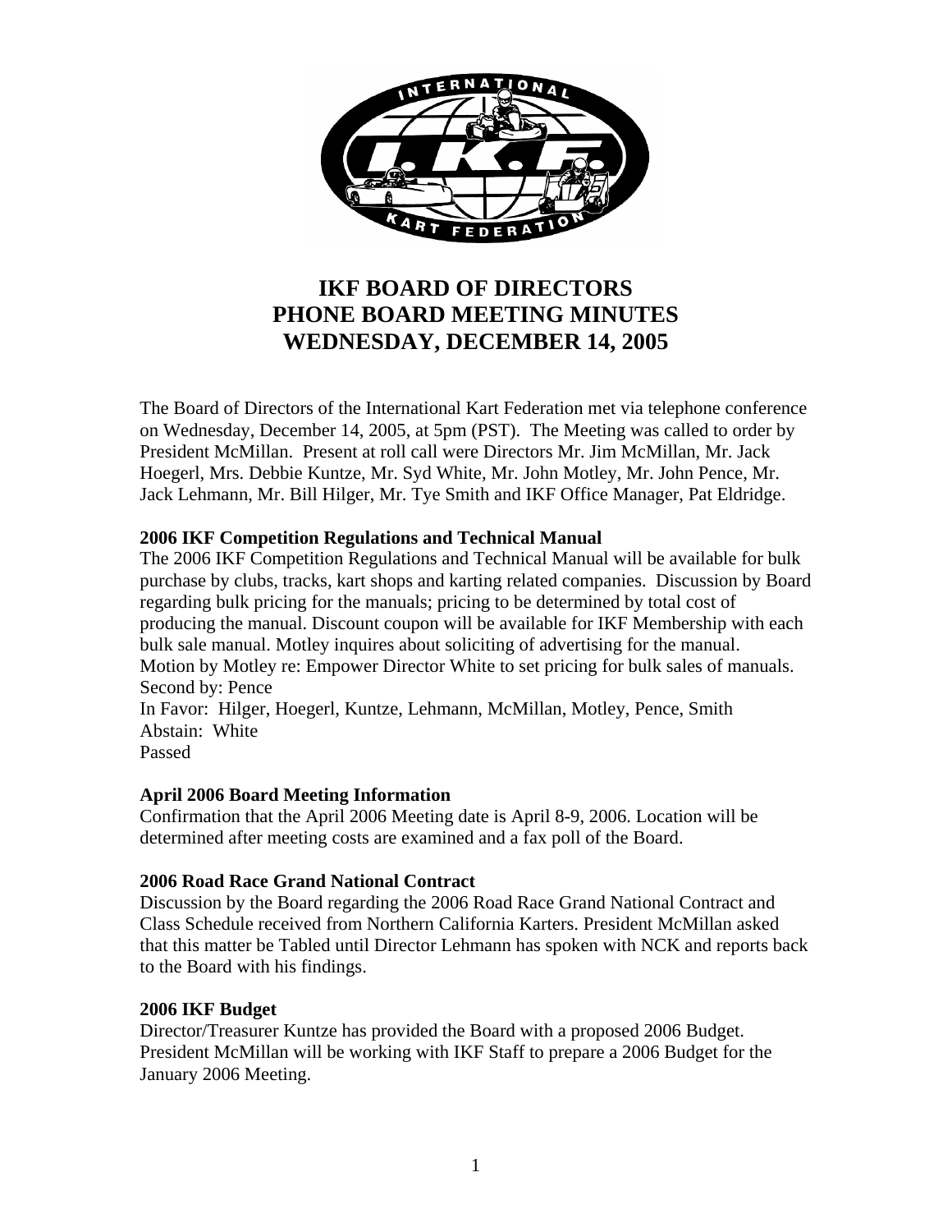# IKF BOARD OF DIRECTORS
# PHONE BOARD MEETING MINUTES
# WEDNESDAY, DECEMBER 14, 2005

The Board of Directors of the International Kart Federation met via telephone conference on Wednesday, December 14, 2005, at 5pm (PST). The Meeting was called to order by President McMillan. Present at roll call were Directors Mr. Jim McMillan, Mr. Jack Hoegerl, Mrs. Debbie Kuntze, Mr. Syd White, Mr. John Motley, Mr. John Pence, Mr. Jack Lehmann, Mr. Bill Hilger, Mr. Tye Smith and IKF Office Manager, Pat Eldridge.

**2006 IKF Competition Regulations and Technical Manual**

The 2006 IKF Competition Regulations and Technical Manual will be available for bulk purchase by clubs, tracks, kart shops and karting related companies. Discussion by Board regarding bulk pricing for the manuals; pricing to be determined by total cost of producing the manual. Discount coupon will be available for IKF Membership with each bulk sale manual. Motley inquires about soliciting of advertising for the manual.
Motion by Motley re: Empower Director White to set pricing for bulk sales of manuals.
Second by: Pence
In Favor: Hilger, Hoegerl, Kuntze, Lehmann, McMillan, Motley, Pence, Smith
Abstain: White
Passed

**April 2006 Board Meeting Information**

Confirmation that the April 2006 Meeting date is April 8-9, 2006. Location will be determined after meeting costs are examined and a fax poll of the Board.

**2006 Road Race Grand National Contract**

Discussion by the Board regarding the 2006 Road Race Grand National Contract and Class Schedule received from Northern California Karters. President McMillan asked that this matter be Tabled until Director Lehmann has spoken with NCK and reports back to the Board with his findings.

**2006 IKF Budget**

Director/Treasurer Kuntze has provided the Board with a proposed 2006 Budget. President McMillan will be working with IKF Staff to prepare a 2006 Budget for the January 2006 Meeting.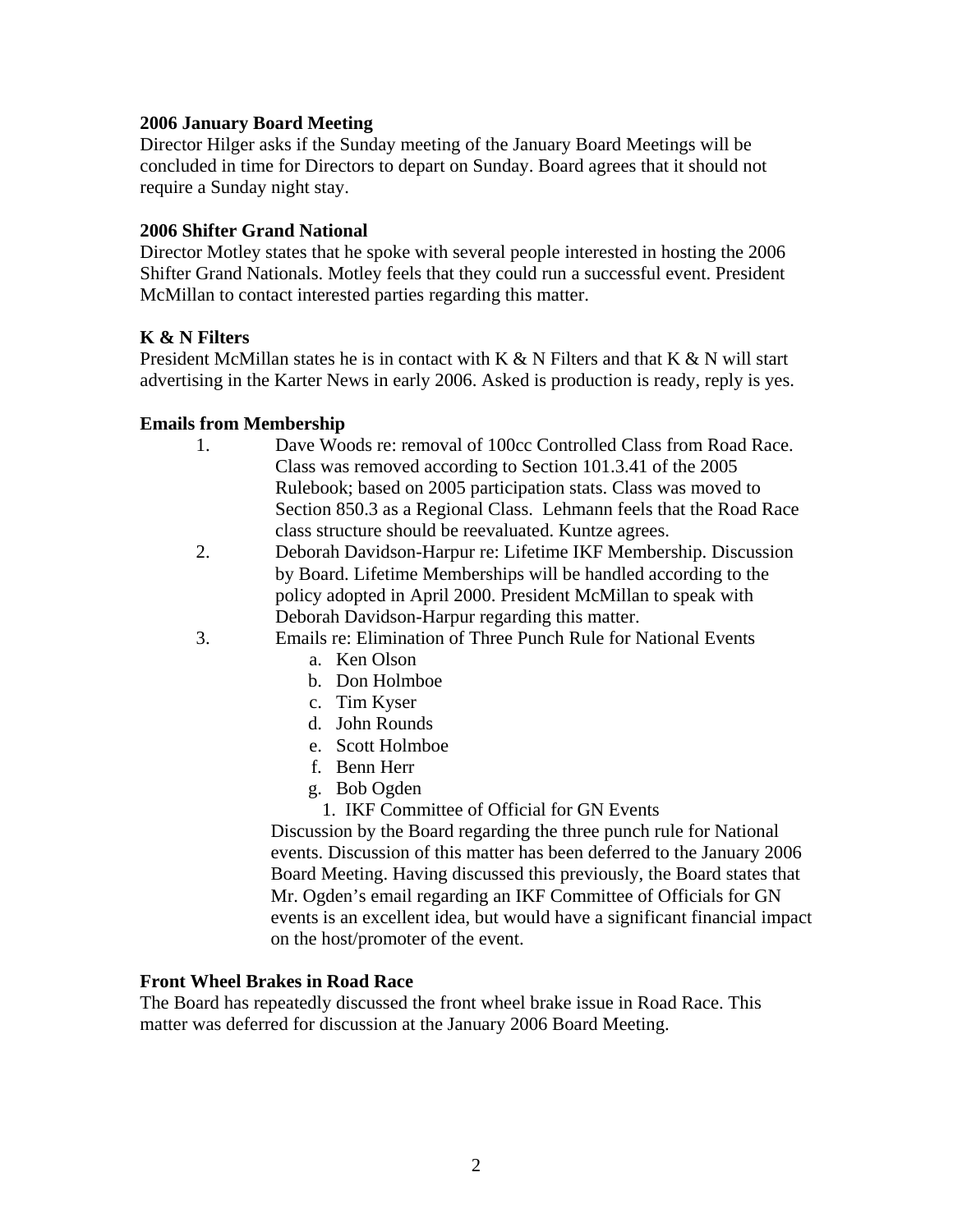**2006 January Board Meeting**

Director Hilger asks if the Sunday meeting of the January Board Meetings will be concluded in time for Directors to depart on Sunday. Board agrees that it should not require a Sunday night stay.

**2006 Shifter Grand National**

Director Motley states that he spoke with several people interested in hosting the 2006 Shifter Grand Nationals. Motley feels that they could run a successful event. President McMillan to contact interested parties regarding this matter.

**K & N Filters**

President McMillan states he is in contact with K & N Filters and that K & N will start advertising in the Karter News in early 2006. Asked is production is ready, reply is yes.

**Emails from Membership**

1. Dave Woods re: removal of 100cc Controlled Class from Road Race. Class was removed according to Section 101.3.41 of the 2005 Rulebook; based on 2005 participation stats. Class was moved to Section 850.3 as a Regional Class. Lehmann feels that the Road Race class structure should be reevaluated. Kuntze agrees.
2. Deborah Davidson-Harpur re: Lifetime IKF Membership. Discussion by Board. Lifetime Memberships will be handled according to the policy adopted in April 2000. President McMillan to speak with Deborah Davidson-Harpur regarding this matter.
3. Emails re: Elimination of Three Punch Rule for National Events
    a. Ken Olson
    b. Don Holmboe
    c. Tim Kyser
    d. John Rounds
    e. Scott Holmboe
    f. Benn Herr
    g. Bob Ogden
        1. IKF Committee of Official for GN Events

   Discussion by the Board regarding the three punch rule for National events. Discussion of this matter has been deferred to the January 2006 Board Meeting. Having discussed this previously, the Board states that Mr. Ogden's email regarding an IKF Committee of Officials for GN events is an excellent idea, but would have a significant financial impact on the host/promoter of the event.

**Front Wheel Brakes in Road Race**

The Board has repeatedly discussed the front wheel brake issue in Road Race. This matter was deferred for discussion at the January 2006 Board Meeting.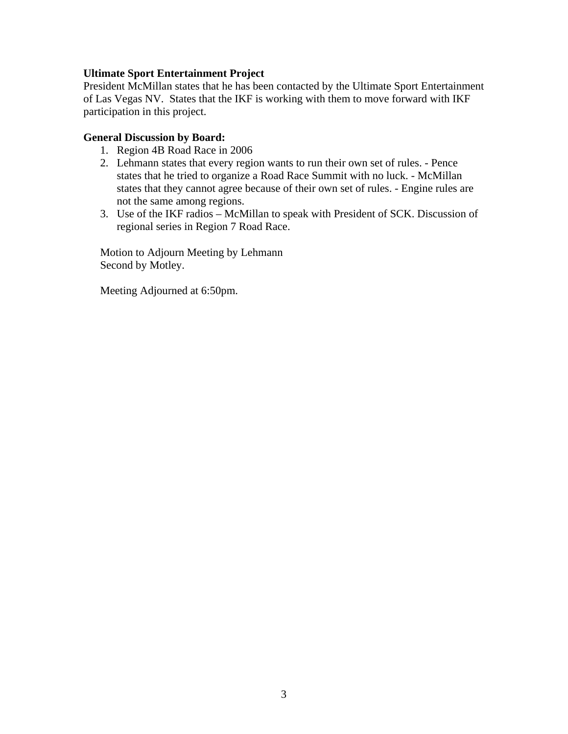**Ultimate Sport Entertainment Project**

President McMillan states that he has been contacted by the Ultimate Sport Entertainment of Las Vegas NV. States that the IKF is working with them to move forward with IKF participation in this project.

**General Discussion by Board:**

1. Region 4B Road Race in 2006
2. Lehmann states that every region wants to run their own set of rules. - Pence states that he tried to organize a Road Race Summit with no luck. - McMillan states that they cannot agree because of their own set of rules. - Engine rules are not the same among regions.
3. Use of the IKF radios – McMillan to speak with President of SCK. Discussion of regional series in Region 7 Road Race.

Motion to Adjourn Meeting by Lehmann
Second by Motley.

Meeting Adjourned at 6:50pm.